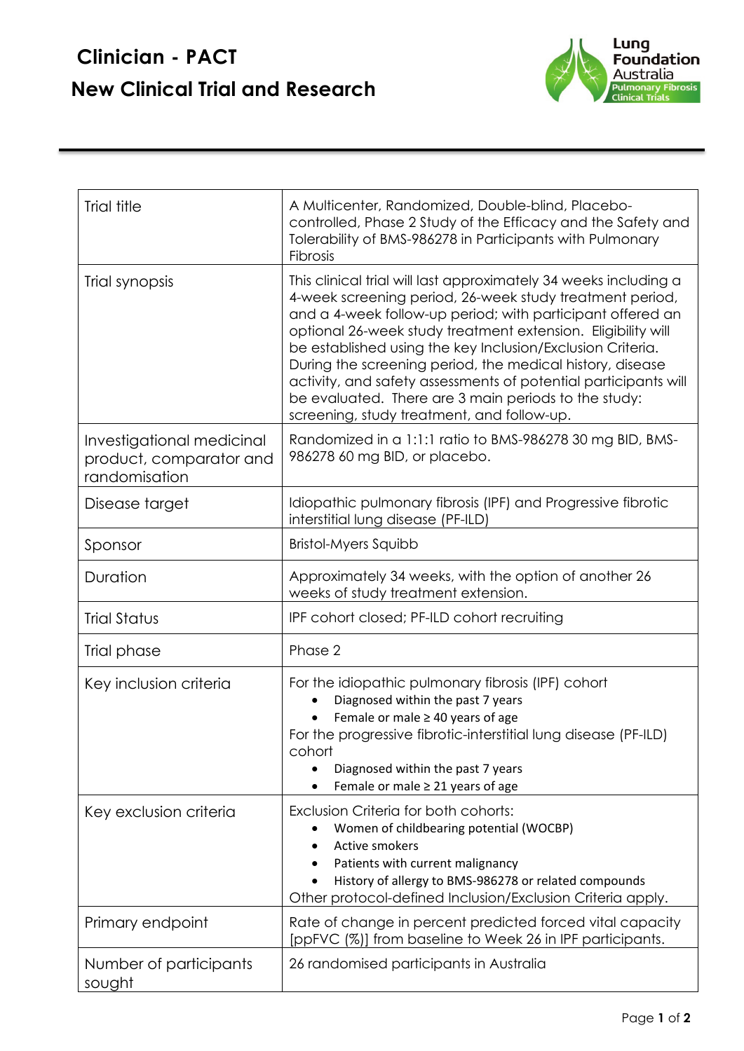# Clinician - PACT

## New Clinical Trial and Research

| | |
|---|---|
| Trial title | A Multicenter, Randomized, Double-blind, Placebo-controlled, Phase 2 Study of the Efficacy and the Safety and Tolerability of BMS-986278 in Participants with Pulmonary Fibrosis |
| Trial synopsis | This clinical trial will last approximately 34 weeks including a 4-week screening period, 26-week study treatment period, and a 4-week follow-up period; with participant offered an optional 26-week study treatment extension. Eligibility will be established using the key Inclusion/Exclusion Criteria. During the screening period, the medical history, disease activity, and safety assessments of potential participants will be evaluated. There are 3 main periods to the study: screening, study treatment, and follow-up. |
| Investigational medicinal product, comparator and randomisation | Randomized in a 1:1:1 ratio to BMS-986278 30 mg BID, BMS-986278 60 mg BID, or placebo. |
| Disease target | Idiopathic pulmonary fibrosis (IPF) and Progressive fibrotic interstitial lung disease (PF-ILD) |
| Sponsor | Bristol-Myers Squibb |
| Duration | Approximately 34 weeks, with the option of another 26 weeks of study treatment extension. |
| Trial Status | IPF cohort closed; PF-ILD cohort recruiting |
| Trial phase | Phase 2 |
| Key inclusion criteria | For the idiopathic pulmonary fibrosis (IPF) cohort<br>• Diagnosed within the past 7 years<br>• Female or male ≥ 40 years of age<br>For the progressive fibrotic-interstitial lung disease (PF-ILD) cohort<br>• Diagnosed within the past 7 years<br>• Female or male ≥ 21 years of age |
| Key exclusion criteria | Exclusion Criteria for both cohorts:<br>• Women of childbearing potential (WOCBP)<br>• Active smokers<br>• Patients with current malignancy<br>• History of allergy to BMS-986278 or related compounds<br>Other protocol-defined Inclusion/Exclusion Criteria apply. |
| Primary endpoint | Rate of change in percent predicted forced vital capacity [ppFVC (%)] from baseline to Week 26 in IPF participants. |
| Number of participants sought | 26 randomised participants in Australia |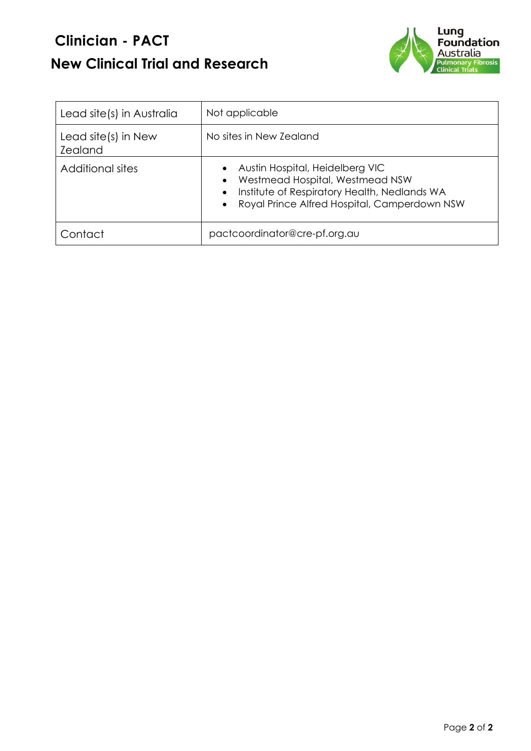# Clinician - PACT

## New Clinical Trial and Research

| | |
|---|---|
| Lead site(s) in Australia | Not applicable |
| Lead site(s) in New Zealand | No sites in New Zealand |
| Additional sites | • Austin Hospital, Heidelberg VIC<br>• Westmead Hospital, Westmead NSW<br>• Institute of Respiratory Health, Nedlands WA<br>• Royal Prince Alfred Hospital, Camperdown NSW |
| Contact | pactcoordinator@cre-pf.org.au |